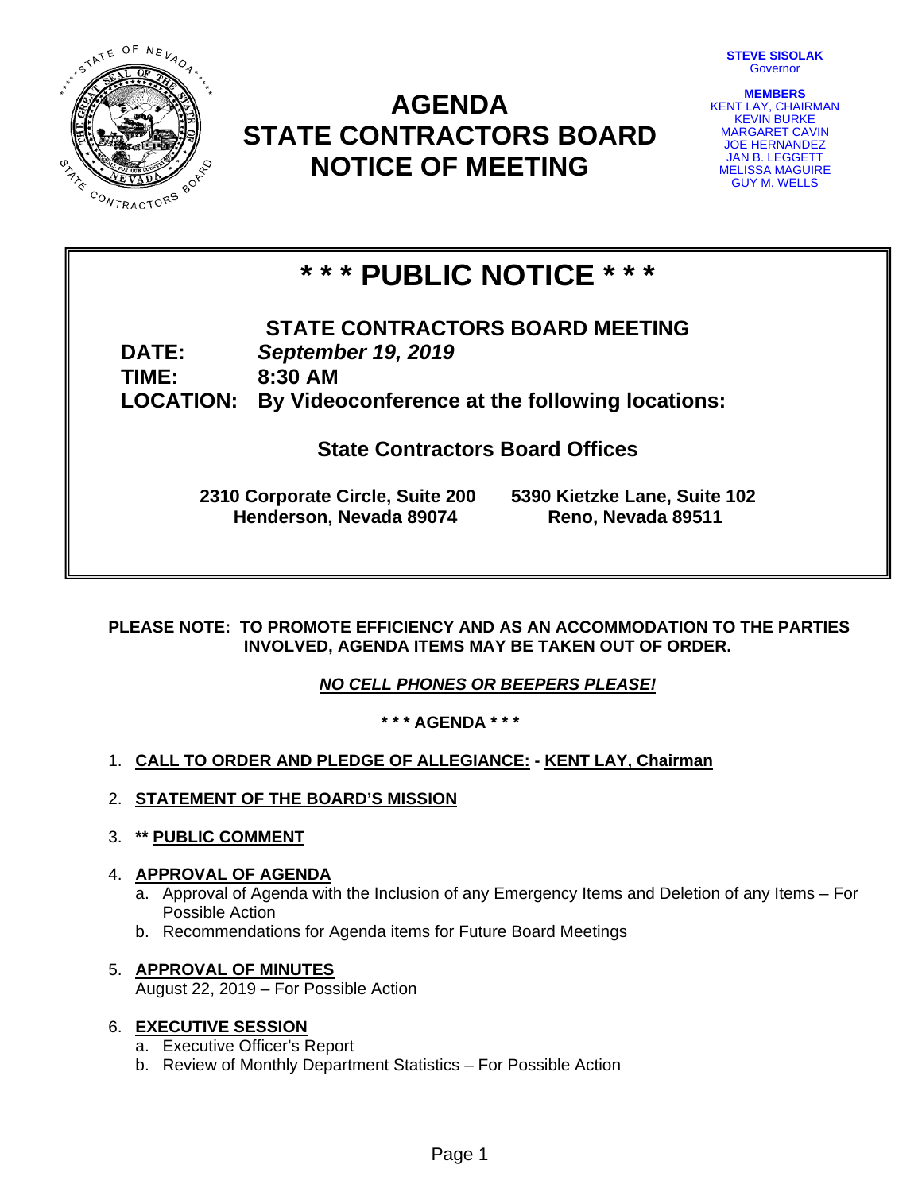# AGENDA
# STATE CONTRACTORS BOARD
# NOTICE OF MEETING

**STEVE SISOLAK**
Governor

**MEMBERS**
KENT LAY, CHAIRMAN
KEVIN BURKE
MARGARET CAVIN
JOE HERNANDEZ
JAN B. LEGGETT
MELISSA MAGUIRE
GUY M. WELLS

## * * * PUBLIC NOTICE * * *

**STATE CONTRACTORS BOARD MEETING**

**DATE:** ***September 19, 2019***
**TIME:** **8:30 AM**
**LOCATION:** **By Videoconference at the following locations:**

**State Contractors Board Offices**

**2310 Corporate Circle, Suite 200**
**Henderson, Nevada 89074**

**5390 Kietzke Lane, Suite 102**
**Reno, Nevada 89511**

**PLEASE NOTE: TO PROMOTE EFFICIENCY AND AS AN ACCOMMODATION TO THE PARTIES INVOLVED, AGENDA ITEMS MAY BE TAKEN OUT OF ORDER.**

***NO CELL PHONES OR BEEPERS PLEASE!***

**\* \* \* AGENDA \* \* \***

1. **CALL TO ORDER AND PLEDGE OF ALLEGIANCE: - KENT LAY, Chairman**

2. **STATEMENT OF THE BOARD'S MISSION**

3. **\*\* PUBLIC COMMENT**

4. **APPROVAL OF AGENDA**
   a. Approval of Agenda with the Inclusion of any Emergency Items and Deletion of any Items – For Possible Action
   b. Recommendations for Agenda items for Future Board Meetings

5. **APPROVAL OF MINUTES**
   August 22, 2019 – For Possible Action

6. **EXECUTIVE SESSION**
   a. Executive Officer's Report
   b. Review of Monthly Department Statistics – For Possible Action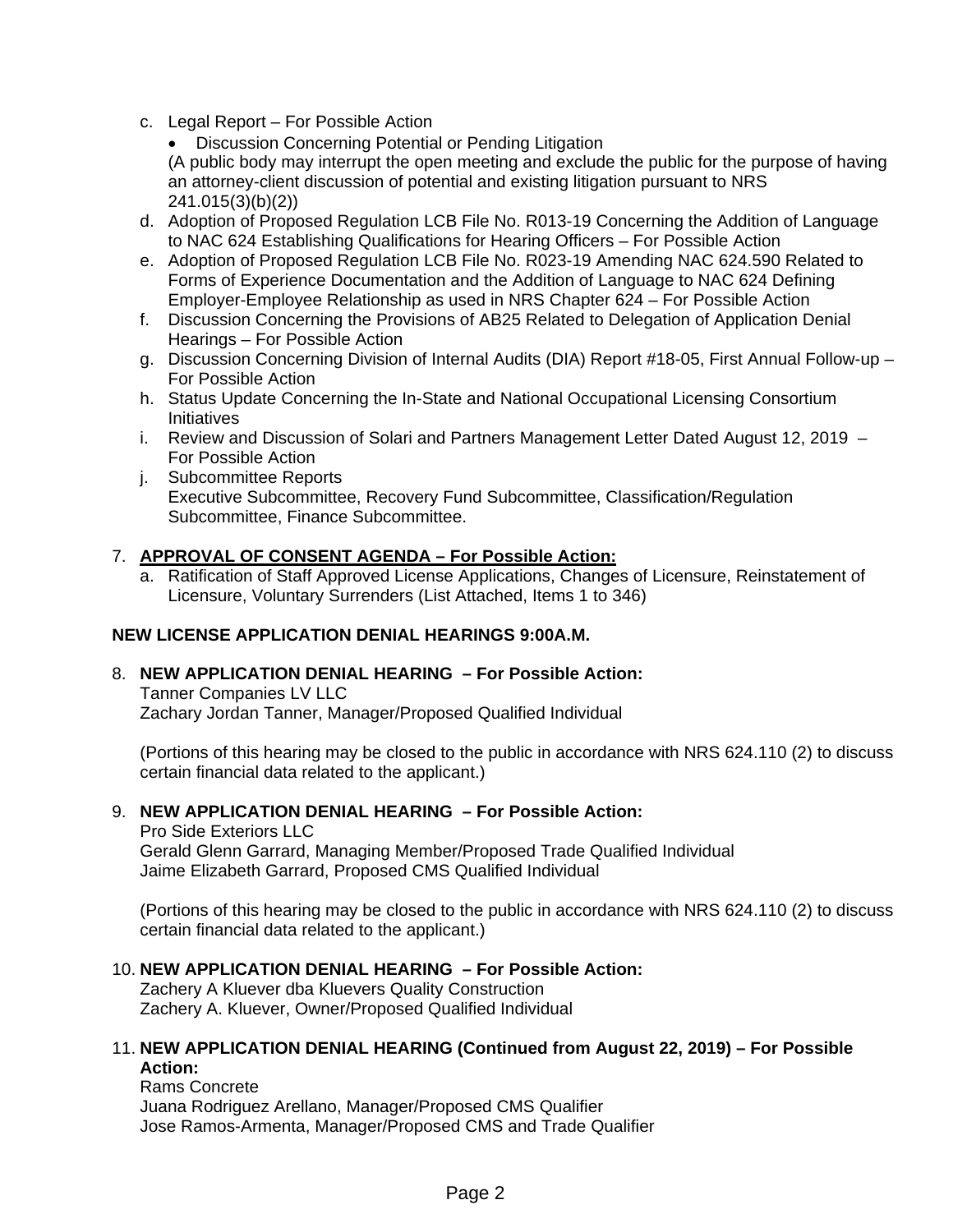c. Legal Report – For Possible Action
   - Discussion Concerning Potential or Pending Litigation

   (A public body may interrupt the open meeting and exclude the public for the purpose of having an attorney-client discussion of potential and existing litigation pursuant to NRS 241.015(3)(b)(2))
d. Adoption of Proposed Regulation LCB File No. R013-19 Concerning the Addition of Language to NAC 624 Establishing Qualifications for Hearing Officers – For Possible Action
e. Adoption of Proposed Regulation LCB File No. R023-19 Amending NAC 624.590 Related to Forms of Experience Documentation and the Addition of Language to NAC 624 Defining Employer-Employee Relationship as used in NRS Chapter 624 – For Possible Action
f. Discussion Concerning the Provisions of AB25 Related to Delegation of Application Denial Hearings – For Possible Action
g. Discussion Concerning Division of Internal Audits (DIA) Report #18-05, First Annual Follow-up – For Possible Action
h. Status Update Concerning the In-State and National Occupational Licensing Consortium Initiatives
i. Review and Discussion of Solari and Partners Management Letter Dated August 12, 2019 – For Possible Action
j. Subcommittee Reports
   Executive Subcommittee, Recovery Fund Subcommittee, Classification/Regulation Subcommittee, Finance Subcommittee.

7. **APPROVAL OF CONSENT AGENDA – For Possible Action:**
   a. Ratification of Staff Approved License Applications, Changes of Licensure, Reinstatement of Licensure, Voluntary Surrenders (List Attached, Items 1 to 346)

**NEW LICENSE APPLICATION DENIAL HEARINGS 9:00A.M.**

8. **NEW APPLICATION DENIAL HEARING – For Possible Action:**
   Tanner Companies LV LLC
   Zachary Jordan Tanner, Manager/Proposed Qualified Individual

   (Portions of this hearing may be closed to the public in accordance with NRS 624.110 (2) to discuss certain financial data related to the applicant.)

9. **NEW APPLICATION DENIAL HEARING – For Possible Action:**
   Pro Side Exteriors LLC
   Gerald Glenn Garrard, Managing Member/Proposed Trade Qualified Individual
   Jaime Elizabeth Garrard, Proposed CMS Qualified Individual

   (Portions of this hearing may be closed to the public in accordance with NRS 624.110 (2) to discuss certain financial data related to the applicant.)

10. **NEW APPLICATION DENIAL HEARING – For Possible Action:**
    Zachery A Kluever dba Kluevers Quality Construction
    Zachery A. Kluever, Owner/Proposed Qualified Individual

11. **NEW APPLICATION DENIAL HEARING (Continued from August 22, 2019) – For Possible Action:**
    Rams Concrete
    Juana Rodriguez Arellano, Manager/Proposed CMS Qualifier
    Jose Ramos-Armenta, Manager/Proposed CMS and Trade Qualifier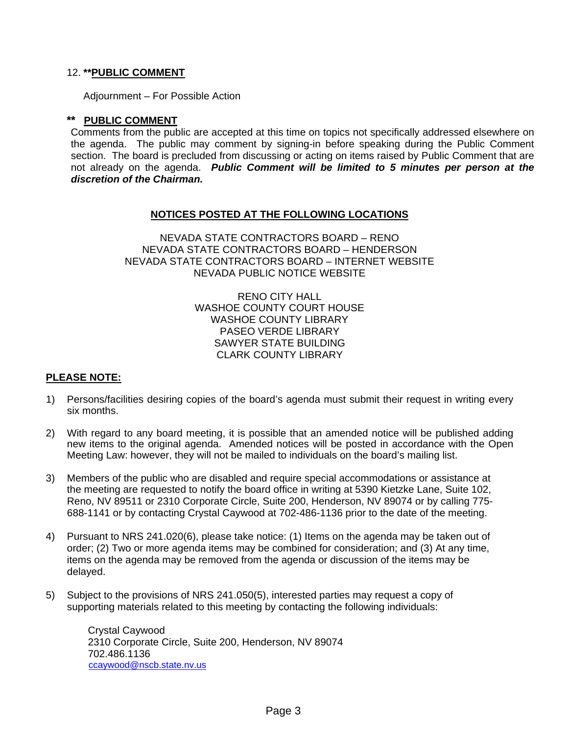12. **\*\*<u>PUBLIC COMMENT</u>**

Adjournment – For Possible Action

**\*\* <u>PUBLIC COMMENT</u>**

Comments from the public are accepted at this time on topics not specifically addressed elsewhere on the agenda. The public may comment by signing-in before speaking during the Public Comment section. The board is precluded from discussing or acting on items raised by Public Comment that are not already on the agenda. ***Public Comment will be limited to 5 minutes per person at the discretion of the Chairman.***

**<u>NOTICES POSTED AT THE FOLLOWING LOCATIONS</u>**

NEVADA STATE CONTRACTORS BOARD – RENO
NEVADA STATE CONTRACTORS BOARD – HENDERSON
NEVADA STATE CONTRACTORS BOARD – INTERNET WEBSITE
NEVADA PUBLIC NOTICE WEBSITE

RENO CITY HALL
WASHOE COUNTY COURT HOUSE
WASHOE COUNTY LIBRARY
PASEO VERDE LIBRARY
SAWYER STATE BUILDING
CLARK COUNTY LIBRARY

**<u>PLEASE NOTE:</u>**

1) Persons/facilities desiring copies of the board's agenda must submit their request in writing every six months.

2) With regard to any board meeting, it is possible that an amended notice will be published adding new items to the original agenda. Amended notices will be posted in accordance with the Open Meeting Law: however, they will not be mailed to individuals on the board's mailing list.

3) Members of the public who are disabled and require special accommodations or assistance at the meeting are requested to notify the board office in writing at 5390 Kietzke Lane, Suite 102, Reno, NV 89511 or 2310 Corporate Circle, Suite 200, Henderson, NV 89074 or by calling 775-688-1141 or by contacting Crystal Caywood at 702-486-1136 prior to the date of the meeting.

4) Pursuant to NRS 241.020(6), please take notice: (1) Items on the agenda may be taken out of order; (2) Two or more agenda items may be combined for consideration; and (3) At any time, items on the agenda may be removed from the agenda or discussion of the items may be delayed.

5) Subject to the provisions of NRS 241.050(5), interested parties may request a copy of supporting materials related to this meeting by contacting the following individuals:

   Crystal Caywood
   2310 Corporate Circle, Suite 200, Henderson, NV 89074
   702.486.1136
   ccaywood@nscb.state.nv.us